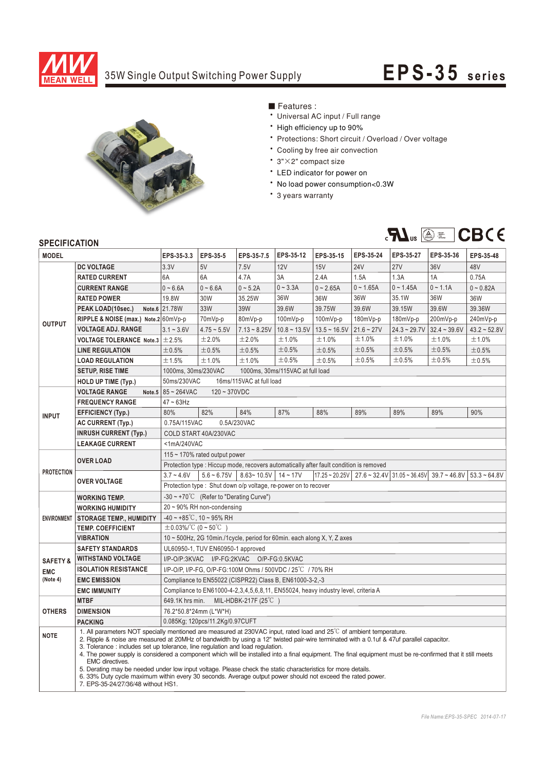# 35W Single Output Switching Power Supply

# EPS-35 series

■ Features :

- Universal AC input / Full range
- High efficiency up to 90%
- Protections: Short circuit / Overload / Over voltage
- Cooling by free air convection
- 3"×2" compact size
- LED indicator for power on
- No load power consumption<0.3W
- 3 years warranty

## SPECIFICATION

| MODEL | | EPS-35-3.3 | EPS-35-5 | EPS-35-7.5 | EPS-35-12 | EPS-35-15 | EPS-35-24 | EPS-35-27 | EPS-35-36 | EPS-35-48 |
|---|---|---|---|---|---|---|---|---|---|---|
| OUTPUT | DC VOLTAGE | 3.3V | 5V | 7.5V | 12V | 15V | 24V | 27V | 36V | 48V |
| | RATED CURRENT | 6A | 6A | 4.7A | 3A | 2.4A | 1.5A | 1.3A | 1A | 0.75A |
| | CURRENT RANGE | 0 ~ 6.6A | 0 ~ 6.6A | 0 ~ 5.2A | 0 ~ 3.3A | 0 ~ 2.65A | 0 ~ 1.65A | 0 ~ 1.45A | 0 ~ 1.1A | 0 ~ 0.82A |
| | RATED POWER | 19.8W | 30W | 35.25W | 36W | 36W | 36W | 35.1W | 36W | 36W |
| | PEAK LOAD(10sec.) Note.6 | 21.78W | 33W | 39W | 39.6W | 39.75W | 39.6W | 39.15W | 39.6W | 39.36W |
| | RIPPLE & NOISE (max.) Note.2 | 60mVp-p | 70mVp-p | 80mVp-p | 100mVp-p | 100mVp-p | 180mVp-p | 180mVp-p | 200mVp-p | 240mVp-p |
| | VOLTAGE ADJ. RANGE | 3.1 ~ 3.6V | 4.75 ~ 5.5V | 7.13 ~ 8.25V | 10.8 ~ 13.5V | 13.5 ~ 16.5V | 21.6 ~ 27V | 24.3 ~ 29.7V | 32.4 ~ 39.6V | 43.2 ~ 52.8V |
| | VOLTAGE TOLERANCE Note.3 | ±2.5% | ±2.0% | ±2.0% | ±1.0% | ±1.0% | ±1.0% | ±1.0% | ±1.0% | ±1.0% |
| | LINE REGULATION | ±0.5% | ±0.5% | ±0.5% | ±0.5% | ±0.5% | ±0.5% | ±0.5% | ±0.5% | ±0.5% |
| | LOAD REGULATION | ±1.5% | ±1.0% | ±1.0% | ±0.5% | ±0.5% | ±0.5% | ±0.5% | ±0.5% | ±0.5% |
| | SETUP, RISE TIME | 1000ms, 30ms/230VAC 1000ms, 30ms/115VAC at full load | | | | | | | | |
| | HOLD UP TIME (Typ.) | 50ms/230VAC 16ms/115VAC at full load | | | | | | | | |
| INPUT | VOLTAGE RANGE Note.5 | 85 ~ 264VAC 120 ~ 370VDC | | | | | | | | |
| | FREQUENCY RANGE | 47 ~ 63Hz | | | | | | | | |
| | EFFICIENCY (Typ.) | 80% | 82% | 84% | 87% | 88% | 89% | 89% | 89% | 90% |
| | AC CURRENT (Typ.) | 0.75A/115VAC 0.5A/230VAC | | | | | | | | |
| | INRUSH CURRENT (Typ.) | COLD START 40A/230VAC | | | | | | | | |
| | LEAKAGE CURRENT | <1mA/240VAC | | | | | | | | |
| PROTECTION | OVER LOAD | 115 ~ 170% rated output power | | | | | | | | |
| | | Protection type : Hiccup mode, recovers automatically after fault condition is removed | | | | | | | | |
| | OVER VOLTAGE | 3.7 ~ 4.6V | 5.6 ~ 6.75V | 8.63~ 10.5V | 14 ~ 17V | 17.25 ~ 20.25V | 27.6 ~ 32.4V | 31.05 ~ 36.45V | 39.7 ~ 46.8V | 53.3 ~ 64.8V |
| | | Protection type : Shut down o/p voltage, re-power on to recover | | | | | | | | |
| ENVIRONMENT | WORKING TEMP. | -30 ~ +70℃ (Refer to "Derating Curve") | | | | | | | | |
| | WORKING HUMIDITY | 20 ~ 90% RH non-condensing | | | | | | | | |
| | STORAGE TEMP., HUMIDITY | -40 ~ +85℃, 10 ~ 95% RH | | | | | | | | |
| | TEMP. COEFFICIENT | ±0.03%/℃ (0 ~ 50℃ ) | | | | | | | | |
| | VIBRATION | 10 ~ 500Hz, 2G 10min./1cycle, period for 60min. each along X, Y, Z axes | | | | | | | | |
| SAFETY & EMC (Note 4) | SAFETY STANDARDS | UL60950-1, TUV EN60950-1 approved | | | | | | | | |
| | WITHSTAND VOLTAGE | I/P-O/P:3KVAC I/P-FG:2KVAC O/P-FG:0.5KVAC | | | | | | | | |
| | ISOLATION RESISTANCE | I/P-O/P, I/P-FG, O/P-FG:100M Ohms / 500VDC / 25℃ / 70% RH | | | | | | | | |
| | EMC EMISSION | Compliance to EN55022 (CISPR22) Class B, EN61000-3-2,-3 | | | | | | | | |
| | EMC IMMUNITY | Compliance to EN61000-4-2,3,4,5,6,8,11, EN55024, heavy industry level, criteria A | | | | | | | | |
| OTHERS | MTBF | 649.1K hrs min. MIL-HDBK-217F (25℃ ) | | | | | | | | |
| | DIMENSION | 76.2*50.8*24mm (L*W*H) | | | | | | | | |
| | PACKING | 0.085Kg; 120pcs/11.2Kg/0.97CUFT | | | | | | | | |

**NOTE**

1. All parameters NOT specially mentioned are measured at 230VAC input, rated load and 25℃ of ambient temperature.
2. Ripple & noise are measured at 20MHz of bandwidth by using a 12" twisted pair-wire terminated with a 0.1uf & 47uf parallel capacitor.
3. Tolerance : includes set up tolerance, line regulation and load regulation.
4. The power supply is considered a component which will be installed into a final equipment. The final equipment must be re-confirmed that it still meets EMC directives.
5. Derating may be needed under low input voltage. Please check the static characteristics for more details.
6. 33% Duty cycle maximum within every 30 seconds. Average output power should not exceed the rated power.
7. EPS-35-24/27/36/48 without HS1.

*File Name:EPS-35-SPEC 2014-07-17*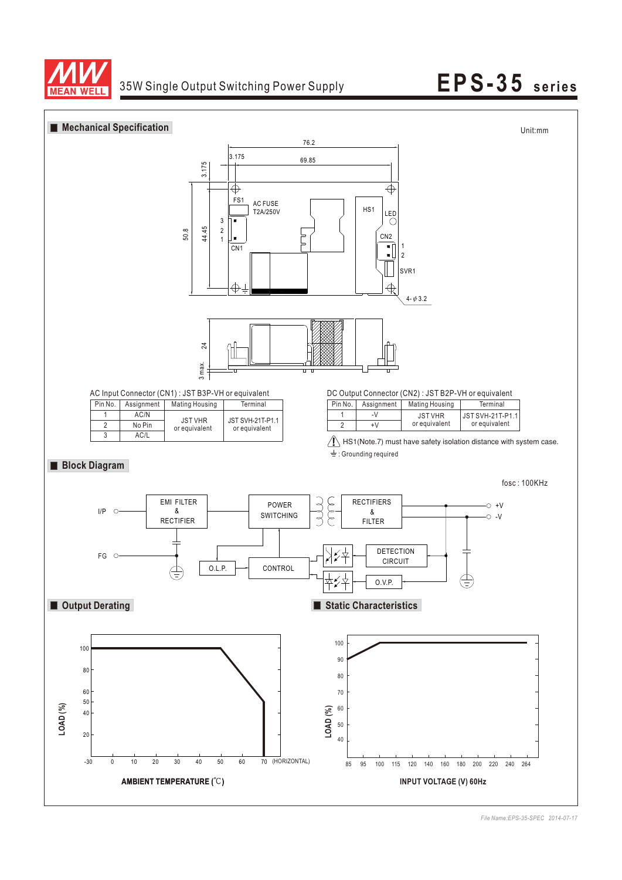## Mechanical Specification

Unit:mm

76.2

3.175

69.85

3.175

50.8

44.45

FS1

AC FUSE
T2A/250V

HS1

LED

3
2
1

CN1

CN2

1
2

SVR1

4-ϕ3.2

24

3 max.

AC Input Connector (CN1) : JST B3P-VH or equivalent

| Pin No. | Assignment | Mating Housing | Terminal |
|---|---|---|---|
| 1 | AC/N | JST VHR or equivalent | JST SVH-21T-P1.1 or equivalent |
| 2 | No Pin | | |
| 3 | AC/L | | |

DC Output Connector (CN2) : JST B2P-VH or equivalent

| Pin No. | Assignment | Mating Housing | Terminal |
|---|---|---|---|
| 1 | -V | JST VHR or equivalent | JST SVH-21T-P1.1 or equivalent |
| 2 | +V | | |

⚠ HS1(Note.7) must have safety isolation distance with system case.

⏚ : Grounding required

## Block Diagram

fosc : 100KHz

I/P

FG

EMI FILTER & RECTIFIER

POWER SWITCHING

RECTIFIERS & FILTER

+V

-V

O.L.P.

CONTROL

DETECTION CIRCUIT

O.V.P.

## Output Derating

100
80
60
50
40
20

LOAD (%)

-30 0 10 20 30 40 50 60 70 (HORIZONTAL)

AMBIENT TEMPERATURE (℃)

## Static Characteristics

100
90
80
70
60
50
40

LOAD (%)

85 95 100 115 120 140 160 180 200 220 240 264

INPUT VOLTAGE (V) 60Hz